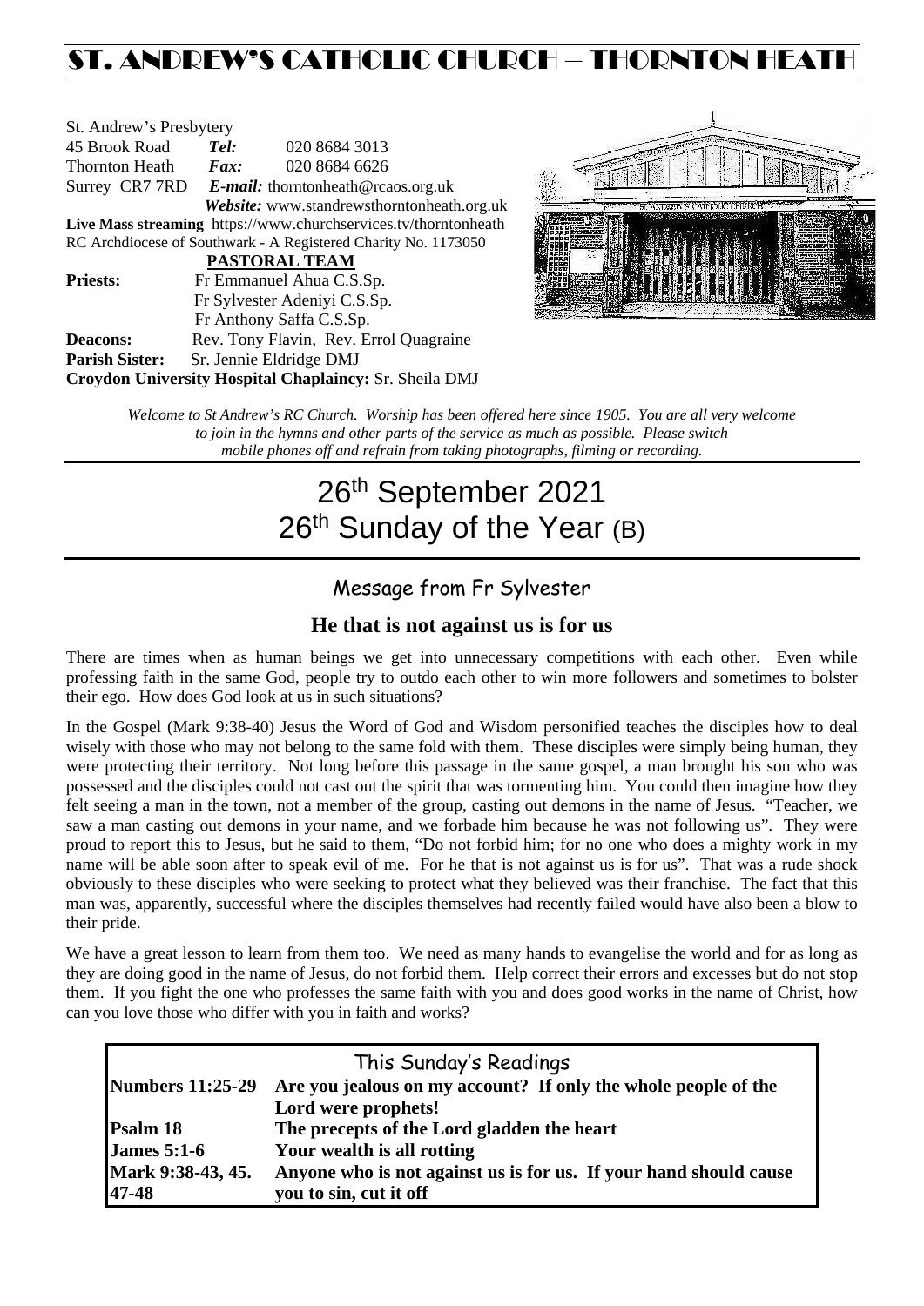# ST. ANDREW'S CATHOLIC CHURCH – THORNTON HEATH

St. Andrew's Presbytery
45 Brook Road *Tel:* 020 8684 3013
Thornton Heath *Fax:* 020 8684 6626
Surrey CR7 7RD *E-mail:* thorntonheath@rcaos.org.uk
*Website:* www.standrewsthorntonheath.org.uk
**Live Mass streaming** https://www.churchservices.tv/thorntonheath
RC Archdiocese of Southwark - A Registered Charity No. 1173050

**PASTORAL TEAM**

**Priests:** Fr Emmanuel Ahua C.S.Sp.
Fr Sylvester Adeniyi C.S.Sp.
Fr Anthony Saffa C.S.Sp.
**Deacons:** Rev. Tony Flavin, Rev. Errol Quagraine
**Parish Sister:** Sr. Jennie Eldridge DMJ
**Croydon University Hospital Chaplaincy:** Sr. Sheila DMJ

*Welcome to St Andrew's RC Church. Worship has been offered here since 1905. You are all very welcome to join in the hymns and other parts of the service as much as possible. Please switch mobile phones off and refrain from taking photographs, filming or recording.*

# 26th September 2021
# 26th Sunday of the Year (B)

## Message from Fr Sylvester

### He that is not against us is for us

There are times when as human beings we get into unnecessary competitions with each other. Even while professing faith in the same God, people try to outdo each other to win more followers and sometimes to bolster their ego. How does God look at us in such situations?

In the Gospel (Mark 9:38-40) Jesus the Word of God and Wisdom personified teaches the disciples how to deal wisely with those who may not belong to the same fold with them. These disciples were simply being human, they were protecting their territory. Not long before this passage in the same gospel, a man brought his son who was possessed and the disciples could not cast out the spirit that was tormenting him. You could then imagine how they felt seeing a man in the town, not a member of the group, casting out demons in the name of Jesus. "Teacher, we saw a man casting out demons in your name, and we forbade him because he was not following us". They were proud to report this to Jesus, but he said to them, "Do not forbid him; for no one who does a mighty work in my name will be able soon after to speak evil of me. For he that is not against us is for us". That was a rude shock obviously to these disciples who were seeking to protect what they believed was their franchise. The fact that this man was, apparently, successful where the disciples themselves had recently failed would have also been a blow to their pride.

We have a great lesson to learn from them too. We need as many hands to evangelise the world and for as long as they are doing good in the name of Jesus, do not forbid them. Help correct their errors and excesses but do not stop them. If you fight the one who professes the same faith with you and does good works in the name of Christ, how can you love those who differ with you in faith and works?

## This Sunday's Readings

| | |
|---|---|
| **Numbers 11:25-29** | **Are you jealous on my account? If only the whole people of the Lord were prophets!** |
| **Psalm 18** | **The precepts of the Lord gladden the heart** |
| **James 5:1-6** | **Your wealth is all rotting** |
| **Mark 9:38-43, 45. 47-48** | **Anyone who is not against us is for us. If your hand should cause you to sin, cut it off** |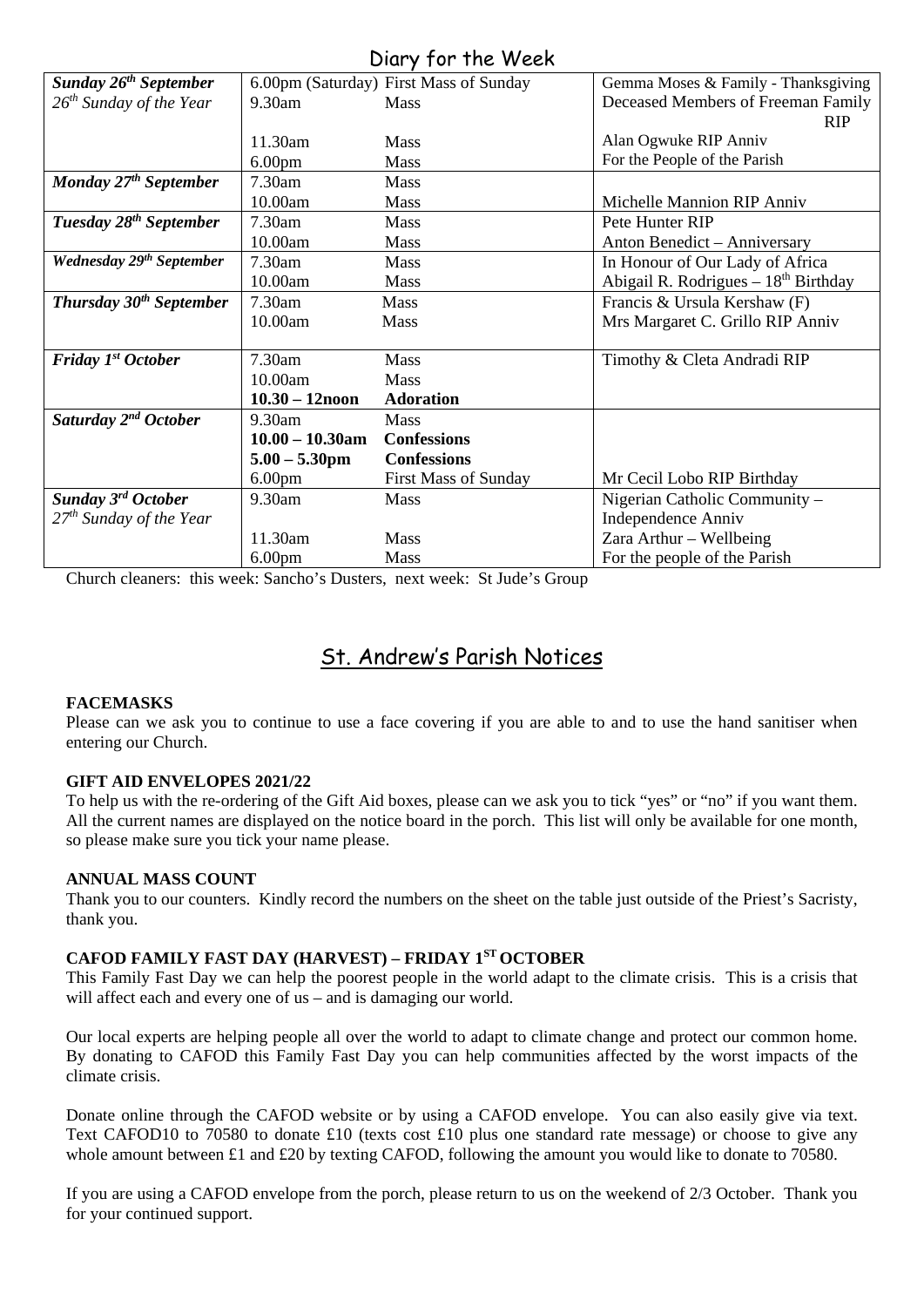## Diary for the Week

| | | | |
|---|---|---|---|
| ***Sunday 26th September*** | 6.00pm (Saturday) | First Mass of Sunday | Gemma Moses & Family - Thanksgiving |
| *26th Sunday of the Year* | 9.30am | Mass | Deceased Members of Freeman Family RIP |
| | 11.30am | Mass | Alan Ogwuke RIP Anniv |
| | 6.00pm | Mass | For the People of the Parish |
| ***Monday 27th September*** | 7.30am | Mass | |
| | 10.00am | Mass | Michelle Mannion RIP Anniv |
| ***Tuesday 28th September*** | 7.30am | Mass | Pete Hunter RIP |
| | 10.00am | Mass | Anton Benedict – Anniversary |
| ***Wednesday 29th September*** | 7.30am | Mass | In Honour of Our Lady of Africa |
| | 10.00am | Mass | Abigail R. Rodrigues – 18th Birthday |
| ***Thursday 30th September*** | 7.30am | Mass | Francis & Ursula Kershaw (F) |
| | 10.00am | Mass | Mrs Margaret C. Grillo RIP Anniv |
| ***Friday 1st October*** | 7.30am | Mass | Timothy & Cleta Andradi RIP |
| | 10.00am | Mass | |
| | **10.30 – 12noon** | **Adoration** | |
| ***Saturday 2nd October*** | 9.30am | Mass | |
| | **10.00 – 10.30am** | **Confessions** | |
| | **5.00 – 5.30pm** | **Confessions** | |
| | 6.00pm | First Mass of Sunday | Mr Cecil Lobo RIP Birthday |
| ***Sunday 3rd October*** | 9.30am | Mass | Nigerian Catholic Community – Independence Anniv |
| *27th Sunday of the Year* | 11.30am | Mass | Zara Arthur – Wellbeing |
| | 6.00pm | Mass | For the people of the Parish |

Church cleaners: this week: Sancho's Dusters, next week: St Jude's Group

## St. Andrew's Parish Notices

**FACEMASKS**

Please can we ask you to continue to use a face covering if you are able to and to use the hand sanitiser when entering our Church.

**GIFT AID ENVELOPES 2021/22**

To help us with the re-ordering of the Gift Aid boxes, please can we ask you to tick "yes" or "no" if you want them. All the current names are displayed on the notice board in the porch. This list will only be available for one month, so please make sure you tick your name please.

**ANNUAL MASS COUNT**

Thank you to our counters. Kindly record the numbers on the sheet on the table just outside of the Priest's Sacristy, thank you.

**CAFOD FAMILY FAST DAY (HARVEST) – FRIDAY 1ST OCTOBER**

This Family Fast Day we can help the poorest people in the world adapt to the climate crisis. This is a crisis that will affect each and every one of us – and is damaging our world.

Our local experts are helping people all over the world to adapt to climate change and protect our common home. By donating to CAFOD this Family Fast Day you can help communities affected by the worst impacts of the climate crisis.

Donate online through the CAFOD website or by using a CAFOD envelope. You can also easily give via text. Text CAFOD10 to 70580 to donate £10 (texts cost £10 plus one standard rate message) or choose to give any whole amount between £1 and £20 by texting CAFOD, following the amount you would like to donate to 70580.

If you are using a CAFOD envelope from the porch, please return to us on the weekend of 2/3 October. Thank you for your continued support.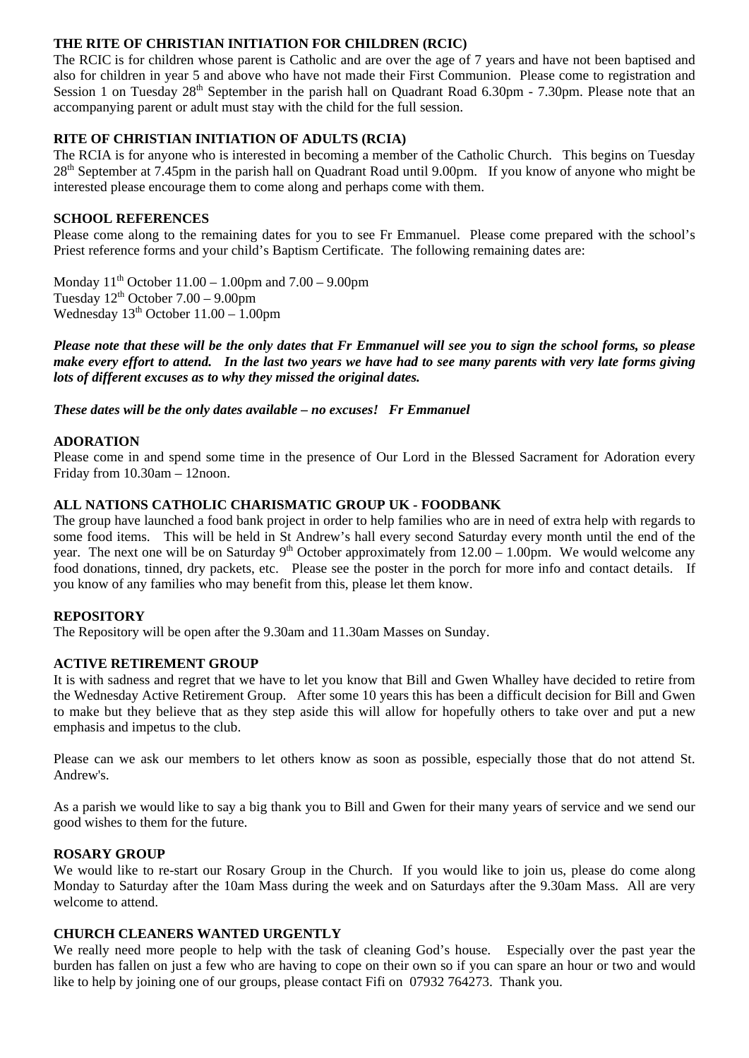### THE RITE OF CHRISTIAN INITIATION FOR CHILDREN (RCIC)

The RCIC is for children whose parent is Catholic and are over the age of 7 years and have not been baptised and also for children in year 5 and above who have not made their First Communion. Please come to registration and Session 1 on Tuesday 28th September in the parish hall on Quadrant Road 6.30pm - 7.30pm. Please note that an accompanying parent or adult must stay with the child for the full session.

### RITE OF CHRISTIAN INITIATION OF ADULTS (RCIA)

The RCIA is for anyone who is interested in becoming a member of the Catholic Church. This begins on Tuesday 28th September at 7.45pm in the parish hall on Quadrant Road until 9.00pm. If you know of anyone who might be interested please encourage them to come along and perhaps come with them.

### SCHOOL REFERENCES

Please come along to the remaining dates for you to see Fr Emmanuel. Please come prepared with the school's Priest reference forms and your child's Baptism Certificate. The following remaining dates are:

Monday 11th October 11.00 – 1.00pm and 7.00 – 9.00pm
Tuesday 12th October 7.00 – 9.00pm
Wednesday 13th October 11.00 – 1.00pm

***Please note that these will be the only dates that Fr Emmanuel will see you to sign the school forms, so please make every effort to attend. In the last two years we have had to see many parents with very late forms giving lots of different excuses as to why they missed the original dates.***

***These dates will be the only dates available – no excuses! Fr Emmanuel***

### ADORATION

Please come in and spend some time in the presence of Our Lord in the Blessed Sacrament for Adoration every Friday from 10.30am – 12noon.

### ALL NATIONS CATHOLIC CHARISMATIC GROUP UK - FOODBANK

The group have launched a food bank project in order to help families who are in need of extra help with regards to some food items. This will be held in St Andrew's hall every second Saturday every month until the end of the year. The next one will be on Saturday 9th October approximately from 12.00 – 1.00pm. We would welcome any food donations, tinned, dry packets, etc. Please see the poster in the porch for more info and contact details. If you know of any families who may benefit from this, please let them know.

### REPOSITORY

The Repository will be open after the 9.30am and 11.30am Masses on Sunday.

### ACTIVE RETIREMENT GROUP

It is with sadness and regret that we have to let you know that Bill and Gwen Whalley have decided to retire from the Wednesday Active Retirement Group. After some 10 years this has been a difficult decision for Bill and Gwen to make but they believe that as they step aside this will allow for hopefully others to take over and put a new emphasis and impetus to the club.

Please can we ask our members to let others know as soon as possible, especially those that do not attend St. Andrew's.

As a parish we would like to say a big thank you to Bill and Gwen for their many years of service and we send our good wishes to them for the future.

### ROSARY GROUP

We would like to re-start our Rosary Group in the Church. If you would like to join us, please do come along Monday to Saturday after the 10am Mass during the week and on Saturdays after the 9.30am Mass. All are very welcome to attend.

### CHURCH CLEANERS WANTED URGENTLY

We really need more people to help with the task of cleaning God's house. Especially over the past year the burden has fallen on just a few who are having to cope on their own so if you can spare an hour or two and would like to help by joining one of our groups, please contact Fifi on 07932 764273. Thank you.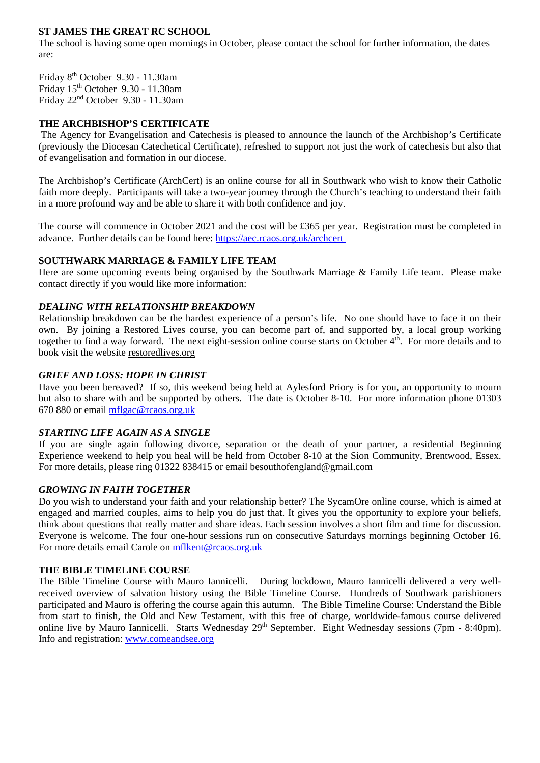**ST JAMES THE GREAT RC SCHOOL**

The school is having some open mornings in October, please contact the school for further information, the dates are:

Friday 8th October 9.30 - 11.30am
Friday 15th October 9.30 - 11.30am
Friday 22nd October 9.30 - 11.30am

**THE ARCHBISHOP'S CERTIFICATE**

The Agency for Evangelisation and Catechesis is pleased to announce the launch of the Archbishop's Certificate (previously the Diocesan Catechetical Certificate), refreshed to support not just the work of catechesis but also that of evangelisation and formation in our diocese.

The Archbishop's Certificate (ArchCert) is an online course for all in Southwark who wish to know their Catholic faith more deeply. Participants will take a two-year journey through the Church's teaching to understand their faith in a more profound way and be able to share it with both confidence and joy.

The course will commence in October 2021 and the cost will be £365 per year. Registration must be completed in advance. Further details can be found here: https://aec.rcaos.org.uk/archcert

**SOUTHWARK MARRIAGE & FAMILY LIFE TEAM**

Here are some upcoming events being organised by the Southwark Marriage & Family Life team. Please make contact directly if you would like more information:

***DEALING WITH RELATIONSHIP BREAKDOWN***

Relationship breakdown can be the hardest experience of a person's life. No one should have to face it on their own. By joining a Restored Lives course, you can become part of, and supported by, a local group working together to find a way forward. The next eight-session online course starts on October 4th. For more details and to book visit the website restoredlives.org

***GRIEF AND LOSS: HOPE IN CHRIST***

Have you been bereaved? If so, this weekend being held at Aylesford Priory is for you, an opportunity to mourn but also to share with and be supported by others. The date is October 8-10. For more information phone 01303 670 880 or email mflgac@rcaos.org.uk

***STARTING LIFE AGAIN AS A SINGLE***

If you are single again following divorce, separation or the death of your partner, a residential Beginning Experience weekend to help you heal will be held from October 8-10 at the Sion Community, Brentwood, Essex. For more details, please ring 01322 838415 or email besouthofengland@gmail.com

***GROWING IN FAITH TOGETHER***

Do you wish to understand your faith and your relationship better? The SycamOre online course, which is aimed at engaged and married couples, aims to help you do just that. It gives you the opportunity to explore your beliefs, think about questions that really matter and share ideas. Each session involves a short film and time for discussion. Everyone is welcome. The four one-hour sessions run on consecutive Saturdays mornings beginning October 16. For more details email Carole on mflkent@rcaos.org.uk

**THE BIBLE TIMELINE COURSE**

The Bible Timeline Course with Mauro Iannicelli. During lockdown, Mauro Iannicelli delivered a very well-received overview of salvation history using the Bible Timeline Course. Hundreds of Southwark parishioners participated and Mauro is offering the course again this autumn. The Bible Timeline Course: Understand the Bible from start to finish, the Old and New Testament, with this free of charge, worldwide-famous course delivered online live by Mauro Iannicelli. Starts Wednesday 29th September. Eight Wednesday sessions (7pm - 8:40pm). Info and registration: www.comeandsee.org